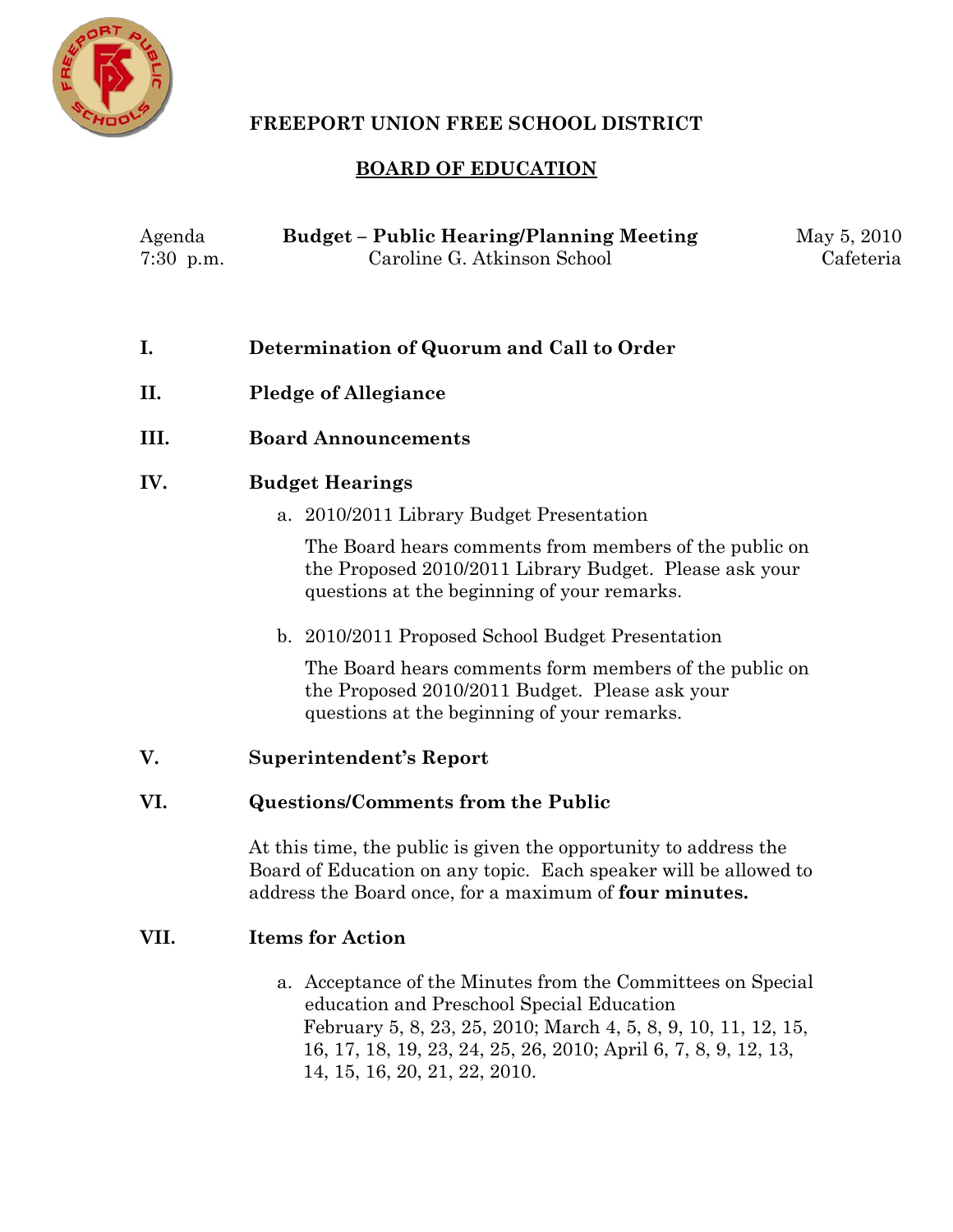# FREEPORT UNION FREE SCHOOL DISTRICT

## BOARD OF EDUCATION

Agenda **Budget – Public Hearing/Planning Meeting** May 5, 2010
7:30 p.m. Caroline G. Atkinson School Cafeteria

**I. Determination of Quorum and Call to Order**

**II. Pledge of Allegiance**

**III. Board Announcements**

**IV. Budget Hearings**

a. 2010/2011 Library Budget Presentation

The Board hears comments from members of the public on the Proposed 2010/2011 Library Budget. Please ask your questions at the beginning of your remarks.

b. 2010/2011 Proposed School Budget Presentation

The Board hears comments form members of the public on the Proposed 2010/2011 Budget. Please ask your questions at the beginning of your remarks.

**V. Superintendent's Report**

**VI. Questions/Comments from the Public**

At this time, the public is given the opportunity to address the Board of Education on any topic. Each speaker will be allowed to address the Board once, for a maximum of **four minutes.**

**VII. Items for Action**

a. Acceptance of the Minutes from the Committees on Special education and Preschool Special Education February 5, 8, 23, 25, 2010; March 4, 5, 8, 9, 10, 11, 12, 15, 16, 17, 18, 19, 23, 24, 25, 26, 2010; April 6, 7, 8, 9, 12, 13, 14, 15, 16, 20, 21, 22, 2010.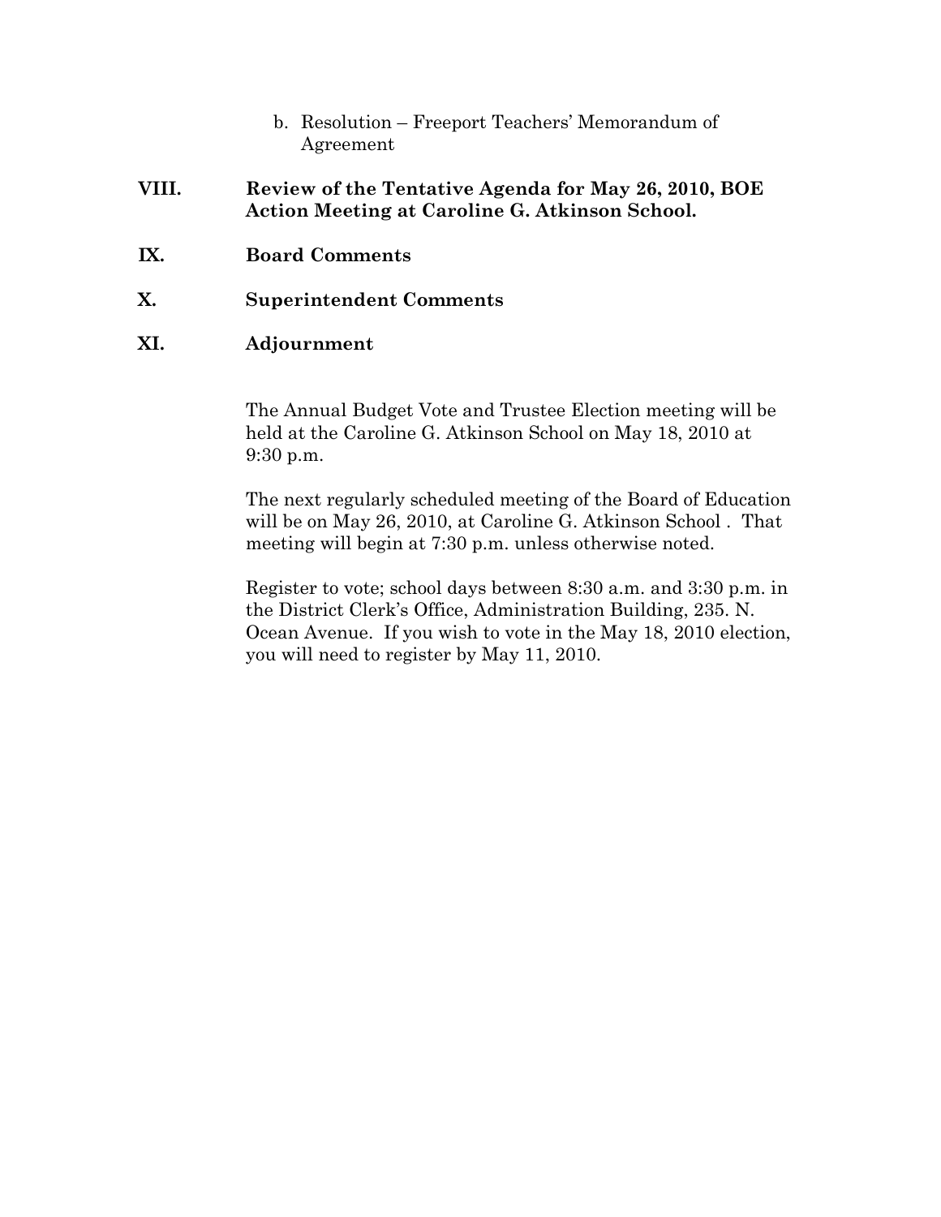b. Resolution – Freeport Teachers' Memorandum of Agreement

**VIII. Review of the Tentative Agenda for May 26, 2010, BOE Action Meeting at Caroline G. Atkinson School.**

**IX. Board Comments**

**X. Superintendent Comments**

**XI. Adjournment**

The Annual Budget Vote and Trustee Election meeting will be held at the Caroline G. Atkinson School on May 18, 2010 at 9:30 p.m.

The next regularly scheduled meeting of the Board of Education will be on May 26, 2010, at Caroline G. Atkinson School . That meeting will begin at 7:30 p.m. unless otherwise noted.

Register to vote; school days between 8:30 a.m. and 3:30 p.m. in the District Clerk's Office, Administration Building, 235. N. Ocean Avenue. If you wish to vote in the May 18, 2010 election, you will need to register by May 11, 2010.